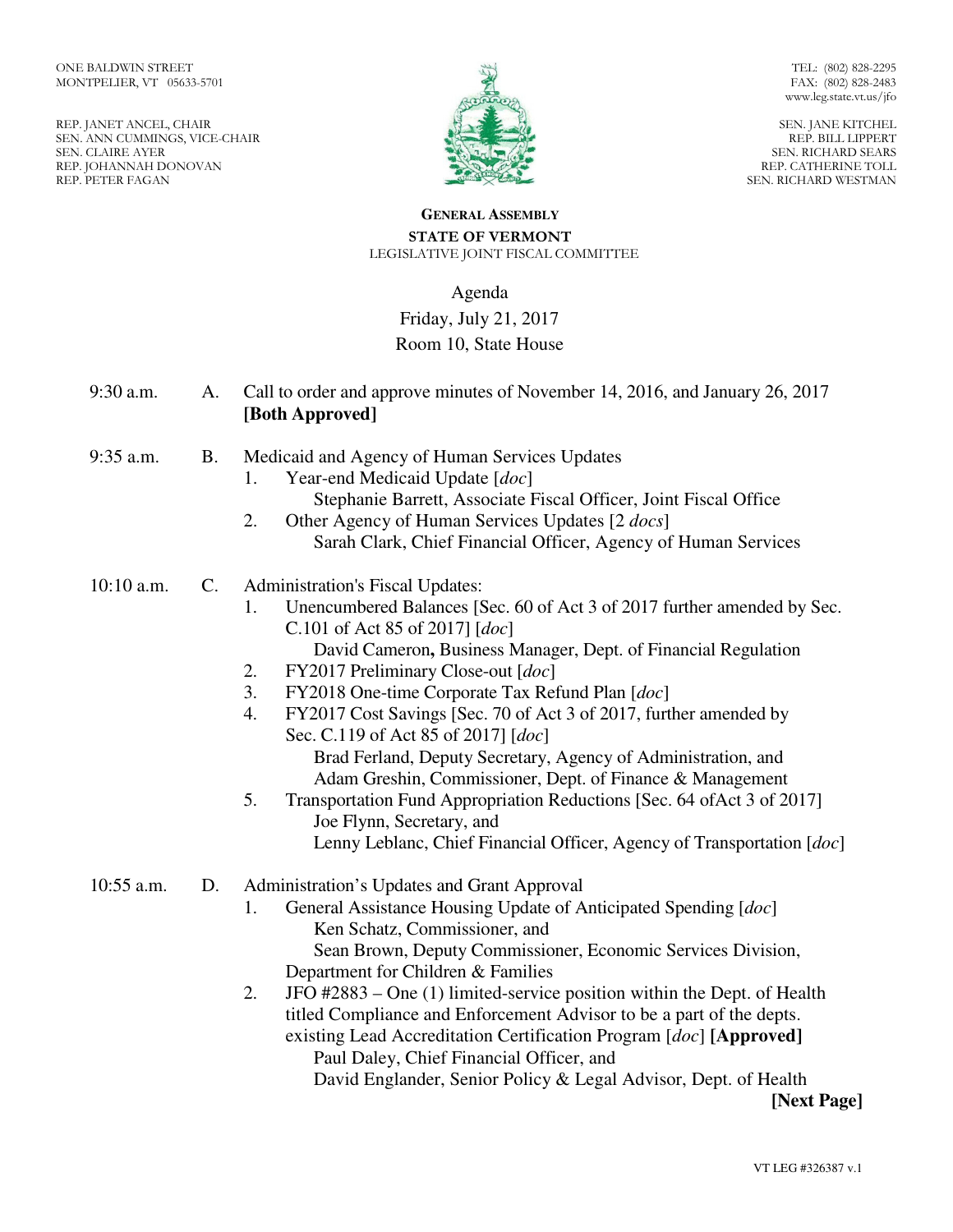ONE BALDWIN STREET
MONTPELIER, VT 05633-5701

REP. JANET ANCEL, CHAIR
SEN. ANN CUMMINGS, VICE-CHAIR
SEN. CLAIRE AYER
REP. JOHANNAH DONOVAN
REP. PETER FAGAN

TEL: (802) 828-2295
FAX: (802) 828-2483
www.leg.state.vt.us/jfo

SEN. JANE KITCHEL
REP. BILL LIPPERT
SEN. RICHARD SEARS
REP. CATHERINE TOLL
SEN. RICHARD WESTMAN

**GENERAL ASSEMBLY**
**STATE OF VERMONT**
LEGISLATIVE JOINT FISCAL COMMITTEE

Agenda
Friday, July 21, 2017
Room 10, State House

9:30 a.m. A. Call to order and approve minutes of November 14, 2016, and January 26, 2017 **[Both Approved]**

9:35 a.m. B. Medicaid and Agency of Human Services Updates
1. Year-end Medicaid Update [*doc*]
   Stephanie Barrett, Associate Fiscal Officer, Joint Fiscal Office
2. Other Agency of Human Services Updates [2 *docs*]
   Sarah Clark, Chief Financial Officer, Agency of Human Services

10:10 a.m. C. Administration's Fiscal Updates:
1. Unencumbered Balances [Sec. 60 of Act 3 of 2017 further amended by Sec. C.101 of Act 85 of 2017] [*doc*]
   David Cameron**,** Business Manager, Dept. of Financial Regulation
2. FY2017 Preliminary Close-out [*doc*]
3. FY2018 One-time Corporate Tax Refund Plan [*doc*]
4. FY2017 Cost Savings [Sec. 70 of Act 3 of 2017, further amended by Sec. C.119 of Act 85 of 2017] [*doc*]
   Brad Ferland, Deputy Secretary, Agency of Administration, and
   Adam Greshin, Commissioner, Dept. of Finance & Management
5. Transportation Fund Appropriation Reductions [Sec. 64 ofAct 3 of 2017]
   Joe Flynn, Secretary, and
   Lenny Leblanc, Chief Financial Officer, Agency of Transportation [*doc*]

10:55 a.m. D. Administration's Updates and Grant Approval
1. General Assistance Housing Update of Anticipated Spending [*doc*]
   Ken Schatz, Commissioner, and
   Sean Brown, Deputy Commissioner, Economic Services Division, Department for Children & Families
2. JFO #2883 – One (1) limited-service position within the Dept. of Health titled Compliance and Enforcement Advisor to be a part of the depts. existing Lead Accreditation Certification Program [*doc*] **[Approved]**
   Paul Daley, Chief Financial Officer, and
   David Englander, Senior Policy & Legal Advisor, Dept. of Health

**[Next Page]**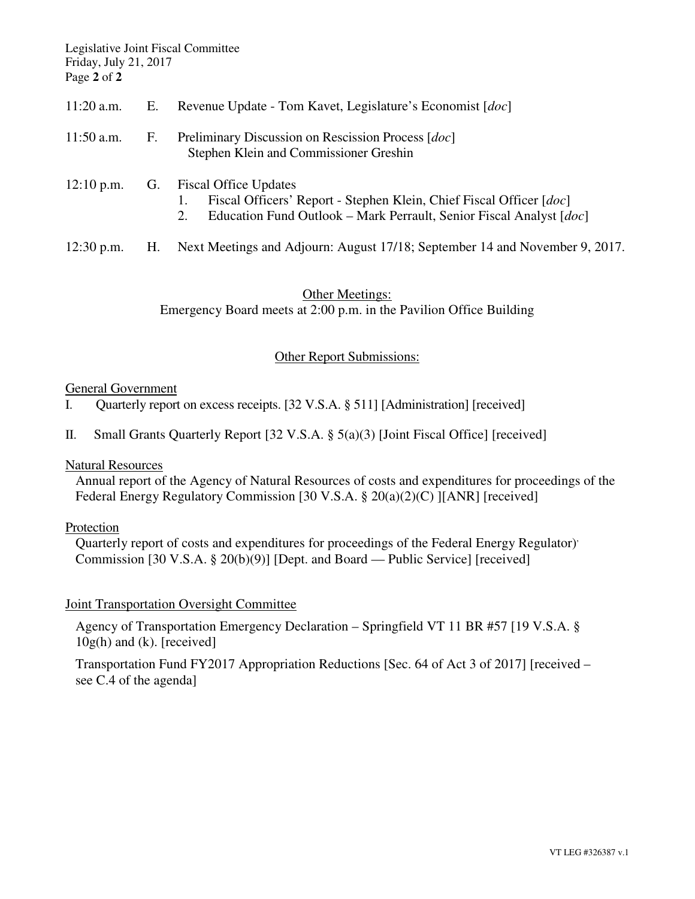11:20 a.m. E. Revenue Update - Tom Kavet, Legislature's Economist [*doc*]

11:50 a.m. F. Preliminary Discussion on Rescission Process [*doc*]
Stephen Klein and Commissioner Greshin

12:10 p.m. G. Fiscal Office Updates
1. Fiscal Officers' Report - Stephen Klein, Chief Fiscal Officer [*doc*]
2. Education Fund Outlook – Mark Perrault, Senior Fiscal Analyst [*doc*]

12:30 p.m. H. Next Meetings and Adjourn: August 17/18; September 14 and November 9, 2017.

<u>Other Meetings:</u>
Emergency Board meets at 2:00 p.m. in the Pavilion Office Building

<u>Other Report Submissions:</u>

<u>General Government</u>

I. Quarterly report on excess receipts. [32 V.S.A. § 511] [Administration] [received]

II. Small Grants Quarterly Report [32 V.S.A. § 5(a)(3) [Joint Fiscal Office] [received]

<u>Natural Resources</u>

Annual report of the Agency of Natural Resources of costs and expenditures for proceedings of the Federal Energy Regulatory Commission [30 V.S.A. § 20(a)(2)(C) ][ANR] [received]

<u>Protection</u>

Quarterly report of costs and expenditures for proceedings of the Federal Energy Regulator)' Commission [30 V.S.A. § 20(b)(9)] [Dept. and Board — Public Service] [received]

<u>Joint Transportation Oversight Committee</u>

Agency of Transportation Emergency Declaration – Springfield VT 11 BR #57 [19 V.S.A. § 10g(h) and (k). [received]

Transportation Fund FY2017 Appropriation Reductions [Sec. 64 of Act 3 of 2017] [received – see C.4 of the agenda]

VT LEG #326387 v.1